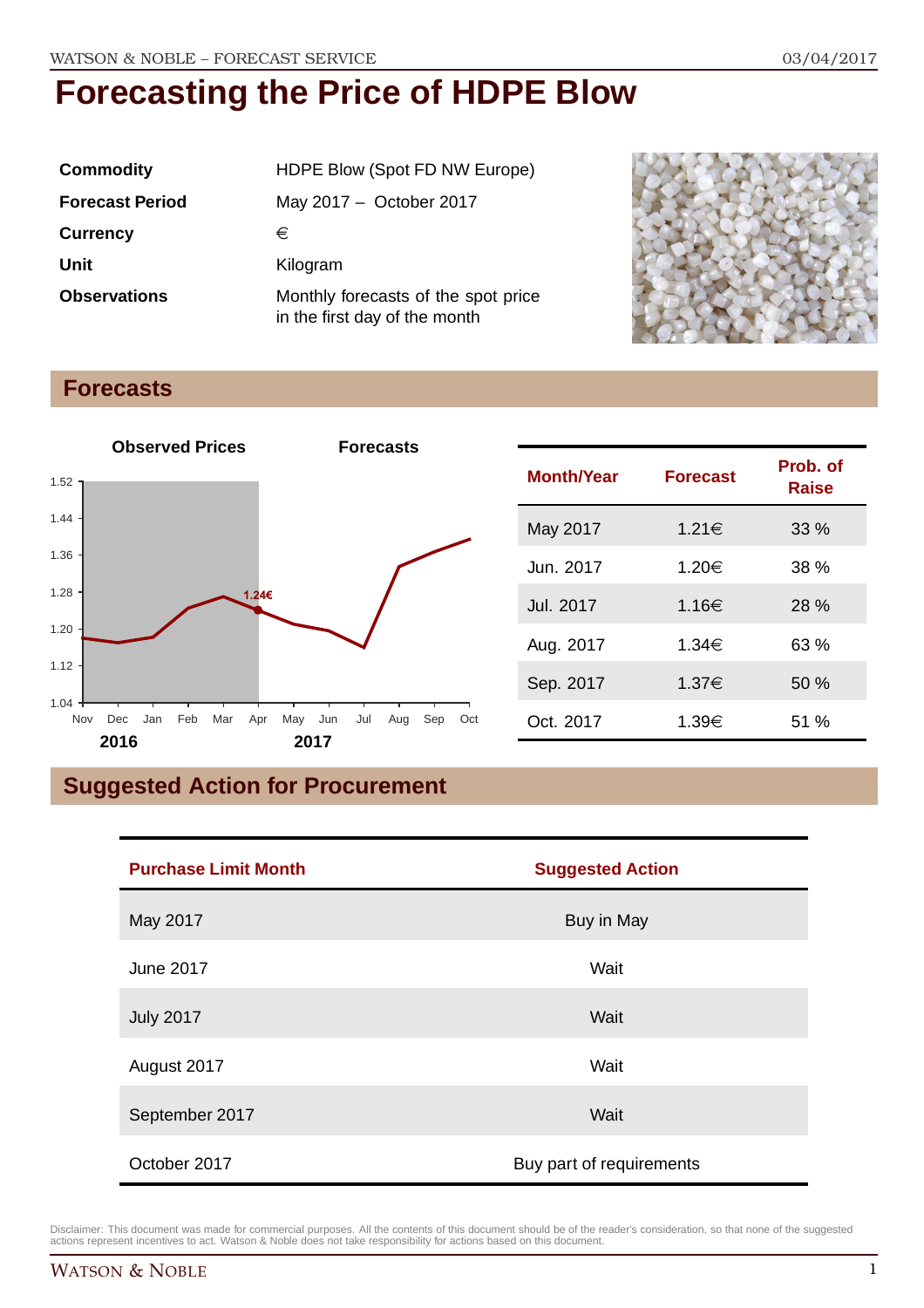# Forecasting the Price of HDPE Blow

| | |
|---|---|
| **Commodity** | HDPE Blow (Spot FD NW Europe) |
| **Forecast Period** | May 2017 – October 2017 |
| **Currency** | € |
| **Unit** | Kilogram |
| **Observations** | Monthly forecasts of the spot price in the first day of the month |

## Forecasts

| Month/Year | Forecast | Prob. of Raise |
|---|---|---|
| May 2017 | 1.21€ | 33 % |
| Jun. 2017 | 1.20€ | 38 % |
| Jul. 2017 | 1.16€ | 28 % |
| Aug. 2017 | 1.34€ | 63 % |
| Sep. 2017 | 1.37€ | 50 % |
| Oct. 2017 | 1.39€ | 51 % |

## Suggested Action for Procurement

| Purchase Limit Month | Suggested Action |
|---|---|
| May 2017 | Buy in May |
| June 2017 | Wait |
| July 2017 | Wait |
| August 2017 | Wait |
| September 2017 | Wait |
| October 2017 | Buy part of requirements |

Disclaimer: This document was made for commercial purposes. All the contents of this document should be of the reader's consideration, so that none of the suggested actions represent incentives to act. Watson & Noble does not take responsibility for actions based on this document.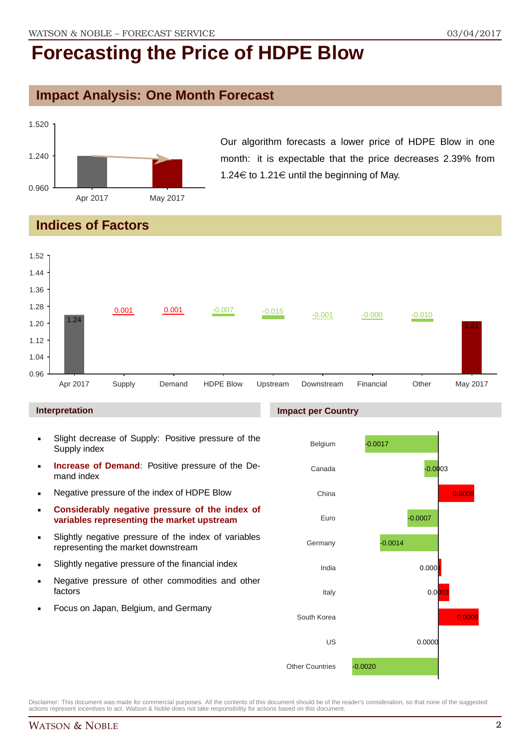# Forecasting the Price of HDPE Blow

## Impact Analysis: One Month Forecast

Our algorithm forecasts a lower price of HDPE Blow in one month: it is expectable that the price decreases 2.39% from 1.24€ to 1.21€ until the beginning of May.

## Indices of Factors

| Factor | Value |
|---|---|
| Apr 2017 | 1.24 |
| Supply | 0.001 |
| Demand | 0.001 |
| HDPE Blow | -0.007 |
| Upstream | -0.015 |
| Downstream | -0.001 |
| Financial | -0.000 |
| Other | -0.010 |
| May 2017 | 1.21 |

### Interpretation

- Slight decrease of Supply: Positive pressure of the Supply index
- **Increase of Demand**: Positive pressure of the Demand index
- Negative pressure of the index of HDPE Blow
- **Considerably negative pressure of the index of variables representing the market upstream**
- Slightly negative pressure of the index of variables representing the market downstream
- Slightly negative pressure of the financial index
- Negative pressure of other commodities and other factors
- Focus on Japan, Belgium, and Germany

### Impact per Country

| Country | Impact |
|---|---|
| Belgium | -0.0017 |
| Canada | -0.0003 |
| China | 0.0008 |
| Euro | -0.0007 |
| Germany | -0.0014 |
| India | 0.0001 |
| Italy | 0.0003 |
| South Korea | 0.0009 |
| US | 0.0000 |
| Other Countries | -0.0020 |

Disclaimer: This document was made for commercial purposes. All the contents of this document should be of the reader's consideration, so that none of the suggested actions represent incentives to act. Watson & Noble does not take responsibility for actions based on this document.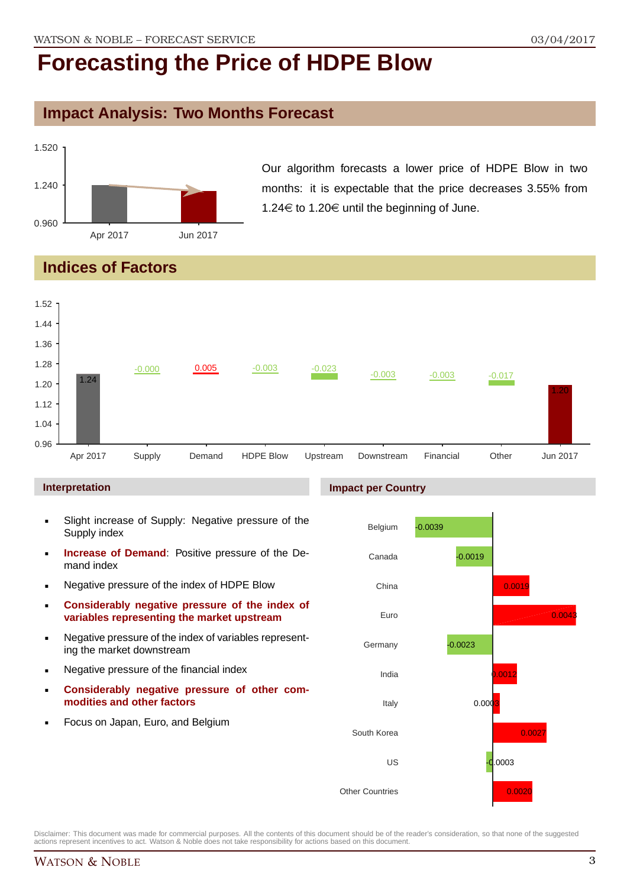# Forecasting the Price of HDPE Blow

## Impact Analysis: Two Months Forecast

Our algorithm forecasts a lower price of HDPE Blow in two months: it is expectable that the price decreases 3.55% from 1.24€ to 1.20€ until the beginning of June.

## Indices of Factors

| | Apr 2017 | Supply | Demand | HDPE Blow | Upstream | Downstream | Financial | Other | Jun 2017 |
|---|---|---|---|---|---|---|---|---|---|
| Value | 1.24 | -0.000 | 0.005 | -0.003 | -0.023 | -0.003 | -0.003 | -0.017 | 1.20 |

### Interpretation

- Slight increase of Supply: Negative pressure of the Supply index
- **Increase of Demand**: Positive pressure of the Demand index
- Negative pressure of the index of HDPE Blow
- **Considerably negative pressure of the index of variables representing the market upstream**
- Negative pressure of the index of variables representing the market downstream
- Negative pressure of the financial index
- **Considerably negative pressure of other commodities and other factors**
- Focus on Japan, Euro, and Belgium

### Impact per Country

| Country | Impact |
|---|---|
| Belgium | -0.0039 |
| Canada | -0.0019 |
| China | 0.0019 |
| Euro | 0.0043 |
| Germany | -0.0023 |
| India | 0.0012 |
| Italy | 0.0003 |
| South Korea | 0.0027 |
| US | -0.0003 |
| Other Countries | 0.0020 |

Disclaimer: This document was made for commercial purposes. All the contents of this document should be of the reader's consideration, so that none of the suggested actions represent incentives to act. Watson & Noble does not take responsibility for actions based on this document.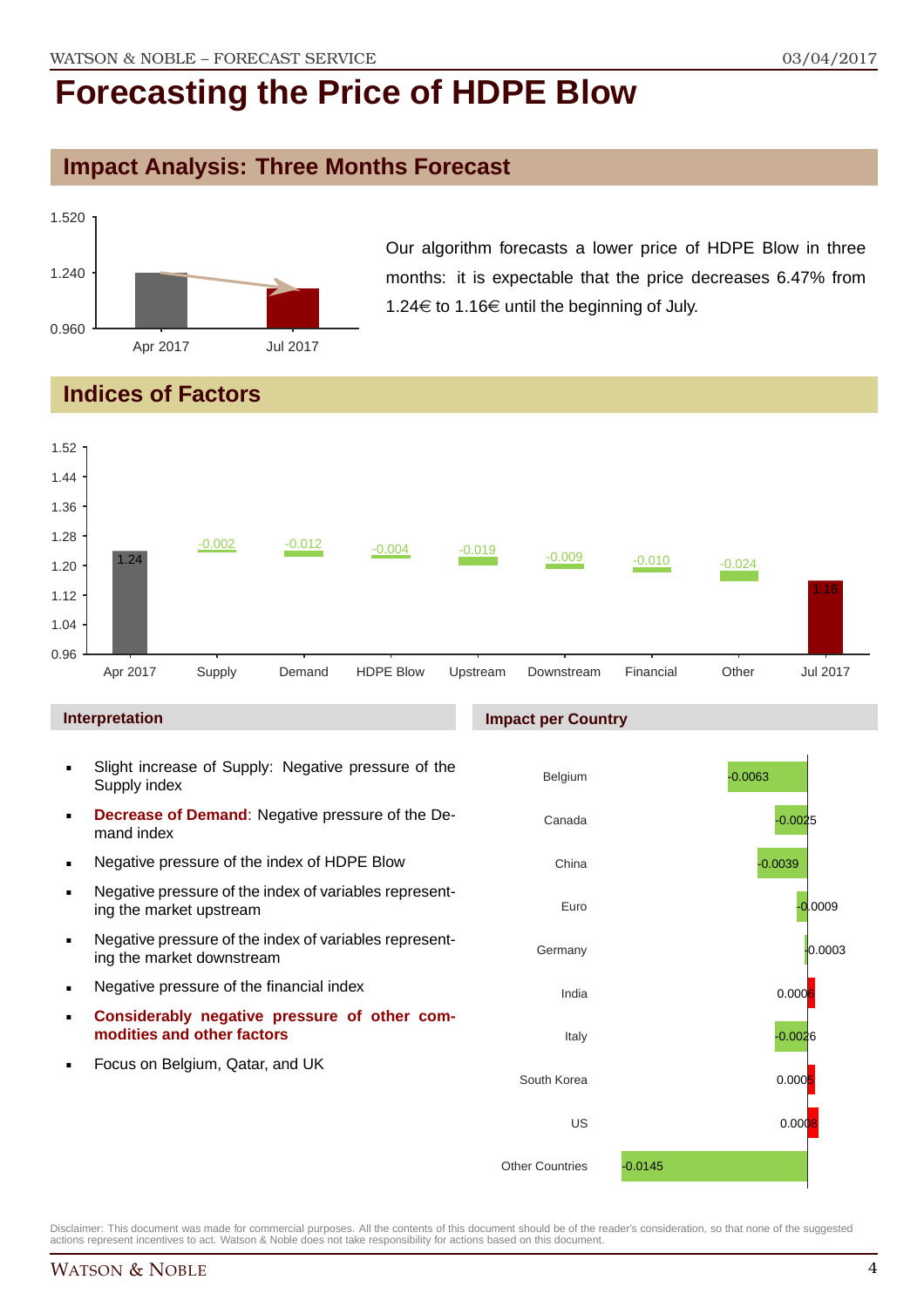# Forecasting the Price of HDPE Blow

## Impact Analysis: Three Months Forecast

| | Apr 2017 | Jul 2017 |
|---|---|---|
| Price | 1.24 | 1.16 |

Our algorithm forecasts a lower price of HDPE Blow in three months: it is expectable that the price decreases 6.47% from 1.24€ to 1.16€ until the beginning of July.

## Indices of Factors

| Apr 2017 | Supply | Demand | HDPE Blow | Upstream | Downstream | Financial | Other | Jul 2017 |
|---|---|---|---|---|---|---|---|---|
| 1.24 | -0.002 | -0.012 | -0.004 | -0.019 | -0.009 | -0.010 | -0.024 | 1.16 |

### Interpretation

- Slight increase of Supply: Negative pressure of the Supply index
- **Decrease of Demand**: Negative pressure of the Demand index
- Negative pressure of the index of HDPE Blow
- Negative pressure of the index of variables representing the market upstream
- Negative pressure of the index of variables representing the market downstream
- Negative pressure of the financial index
- **Considerably negative pressure of other commodities and other factors**
- Focus on Belgium, Qatar, and UK

### Impact per Country

| Country | Impact |
|---|---|
| Belgium | -0.0063 |
| Canada | -0.0025 |
| China | -0.0039 |
| Euro | -0.0009 |
| Germany | -0.0003 |
| India | 0.0006 |
| Italy | -0.0026 |
| South Korea | 0.0005 |
| US | 0.0008 |
| Other Countries | -0.0145 |

Disclaimer: This document was made for commercial purposes. All the contents of this document should be of the reader's consideration, so that none of the suggested actions represent incentives to act. Watson & Noble does not take responsibility for actions based on this document.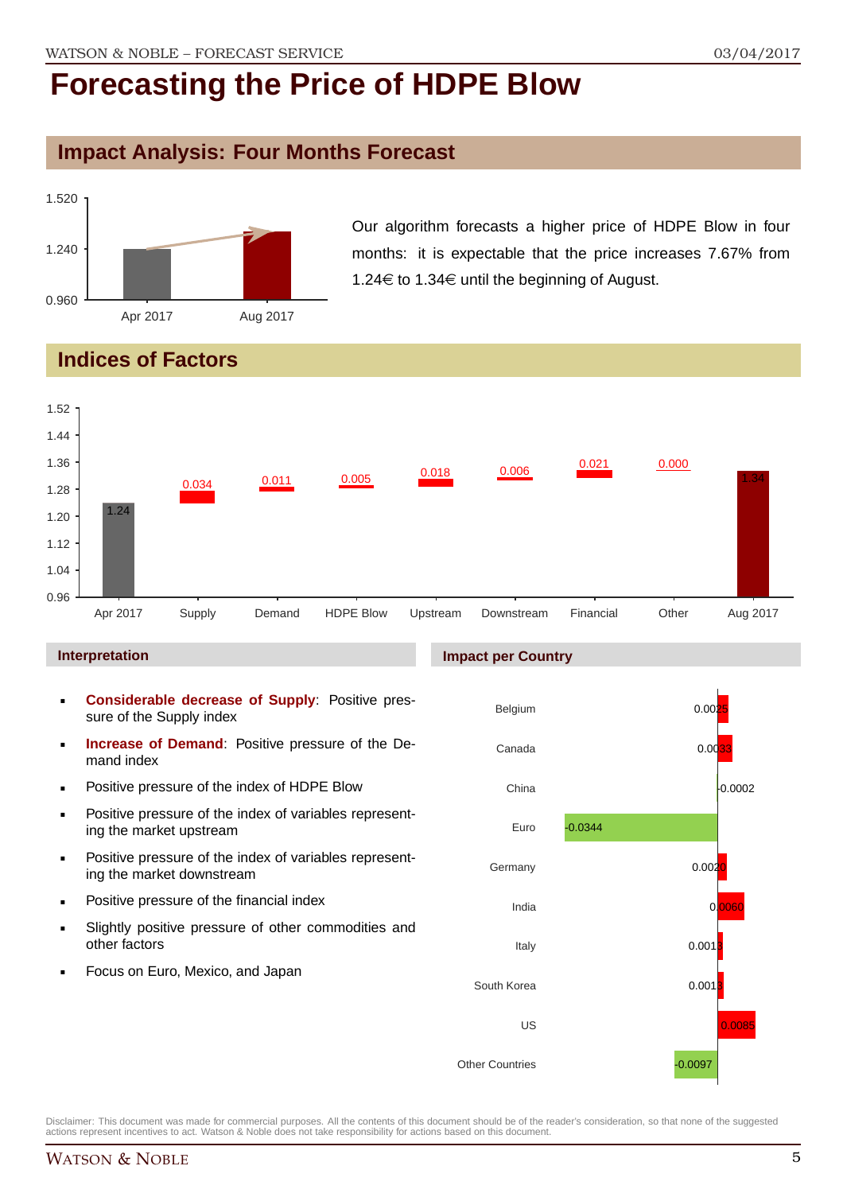# Forecasting the Price of HDPE Blow

## Impact Analysis: Four Months Forecast

| | Price |
|---|---|
| Apr 2017 | 1.24 |
| Aug 2017 | 1.34 |

Our algorithm forecasts a higher price of HDPE Blow in four months: it is expectable that the price increases 7.67% from 1.24€ to 1.34€ until the beginning of August.

## Indices of Factors

| Apr 2017 | Supply | Demand | HDPE Blow | Upstream | Downstream | Financial | Other | Aug 2017 |
|---|---|---|---|---|---|---|---|---|
| 1.24 | 0.034 | 0.011 | 0.005 | 0.018 | 0.006 | 0.021 | 0.000 | 1.34 |

### Interpretation

- **Considerable decrease of Supply**: Positive pressure of the Supply index
- **Increase of Demand**: Positive pressure of the Demand index
- Positive pressure of the index of HDPE Blow
- Positive pressure of the index of variables representing the market upstream
- Positive pressure of the index of variables representing the market downstream
- Positive pressure of the financial index
- Slightly positive pressure of other commodities and other factors
- Focus on Euro, Mexico, and Japan

### Impact per Country

| Country | Impact |
|---|---|
| Belgium | 0.0025 |
| Canada | 0.0033 |
| China | -0.0002 |
| Euro | -0.0344 |
| Germany | 0.0020 |
| India | 0.0060 |
| Italy | 0.0013 |
| South Korea | 0.0013 |
| US | 0.0085 |
| Other Countries | -0.0097 |

Disclaimer: This document was made for commercial purposes. All the contents of this document should be of the reader's consideration, so that none of the suggested actions represent incentives to act. Watson & Noble does not take responsibility for actions based on this document.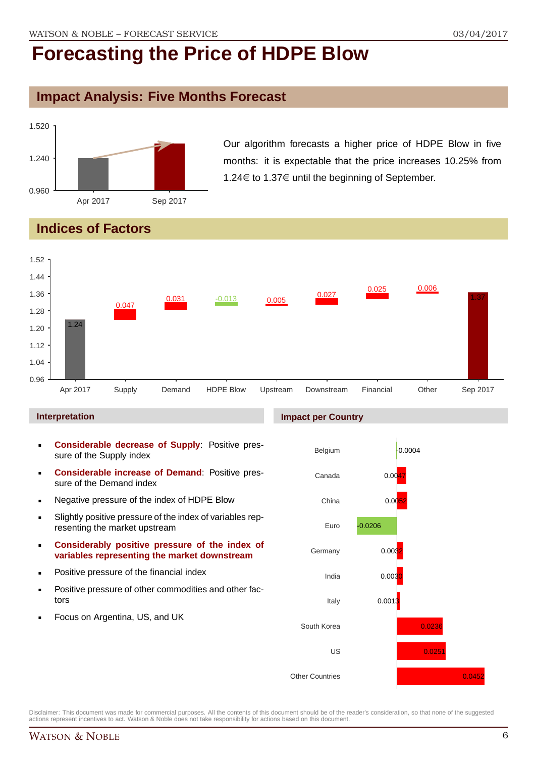# Forecasting the Price of HDPE Blow

## Impact Analysis: Five Months Forecast

| | Apr 2017 | Sep 2017 |
|---|---|---|
| Price | 1.24 | 1.37 |

Our algorithm forecasts a higher price of HDPE Blow in five months: it is expectable that the price increases 10.25% from 1.24€ to 1.37€ until the beginning of September.

## Indices of Factors

| Apr 2017 | Supply | Demand | HDPE Blow | Upstream | Downstream | Financial | Other | Sep 2017 |
|---|---|---|---|---|---|---|---|---|
| 1.24 | 0.047 | 0.031 | -0.013 | 0.005 | 0.027 | 0.025 | 0.006 | 1.37 |

### Interpretation

- **Considerable decrease of Supply**: Positive pressure of the Supply index
- **Considerable increase of Demand**: Positive pressure of the Demand index
- Negative pressure of the index of HDPE Blow
- Slightly positive pressure of the index of variables representing the market upstream
- **Considerably positive pressure of the index of variables representing the market downstream**
- Positive pressure of the financial index
- Positive pressure of other commodities and other factors
- Focus on Argentina, US, and UK

### Impact per Country

| Country | Impact |
|---|---|
| Belgium | 0.0004 |
| Canada | 0.0047 |
| China | 0.0052 |
| Euro | -0.0206 |
| Germany | 0.0032 |
| India | 0.0030 |
| Italy | 0.0013 |
| South Korea | 0.0236 |
| US | 0.0251 |
| Other Countries | 0.0452 |

Disclaimer: This document was made for commercial purposes. All the contents of this document should be of the reader's consideration, so that none of the suggested actions represent incentives to act. Watson & Noble does not take responsibility for actions based on this document.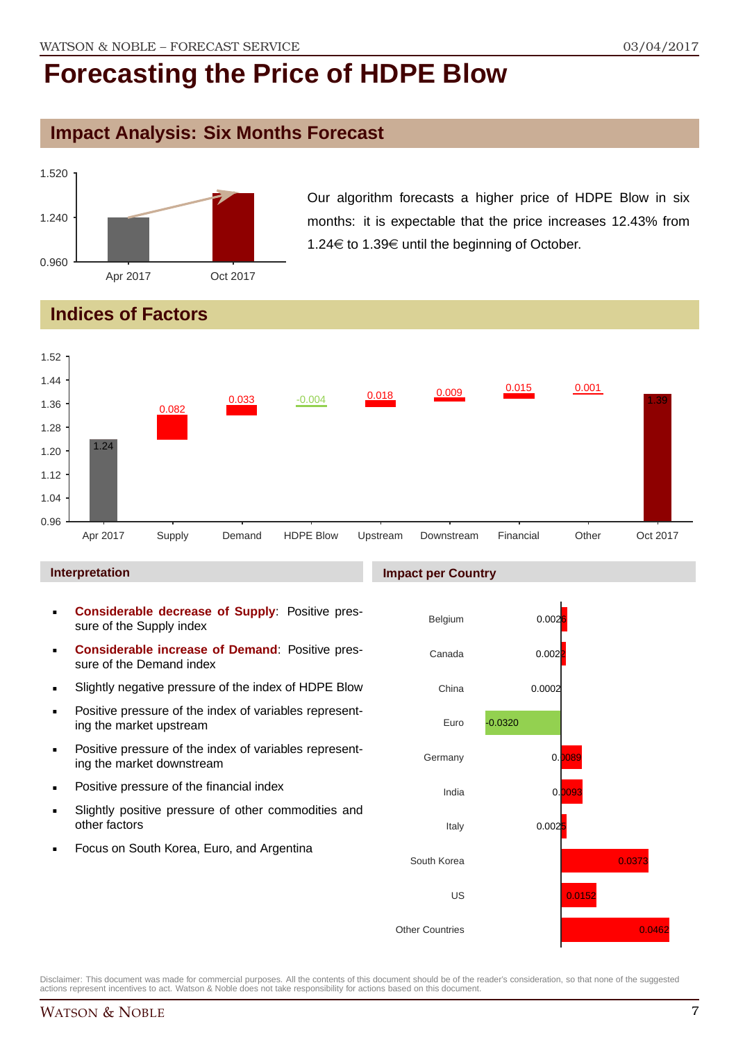# Forecasting the Price of HDPE Blow

## Impact Analysis: Six Months Forecast

| | Apr 2017 | Oct 2017 |
|---|---|---|
| Price | 1.24 | 1.39 |

Our algorithm forecasts a higher price of HDPE Blow in six months: it is expectable that the price increases 12.43% from 1.24€ to 1.39€ until the beginning of October.

## Indices of Factors

| Apr 2017 | Supply | Demand | HDPE Blow | Upstream | Downstream | Financial | Other | Oct 2017 |
|---|---|---|---|---|---|---|---|---|
| 1.24 | 0.082 | 0.033 | -0.004 | 0.018 | 0.009 | 0.015 | 0.001 | 1.39 |

### Interpretation

- **Considerable decrease of Supply**: Positive pressure of the Supply index
- **Considerable increase of Demand**: Positive pressure of the Demand index
- Slightly negative pressure of the index of HDPE Blow
- Positive pressure of the index of variables representing the market upstream
- Positive pressure of the index of variables representing the market downstream
- Positive pressure of the financial index
- Slightly positive pressure of other commodities and other factors
- Focus on South Korea, Euro, and Argentina

### Impact per Country

| Country | Impact |
|---|---|
| Belgium | 0.0026 |
| Canada | 0.0022 |
| China | 0.0002 |
| Euro | -0.0320 |
| Germany | 0.0089 |
| India | 0.0093 |
| Italy | 0.0025 |
| South Korea | 0.0373 |
| US | 0.0152 |
| Other Countries | 0.0462 |

Disclaimer: This document was made for commercial purposes. All the contents of this document should be of the reader's consideration, so that none of the suggested actions represent incentives to act. Watson & Noble does not take responsibility for actions based on this document.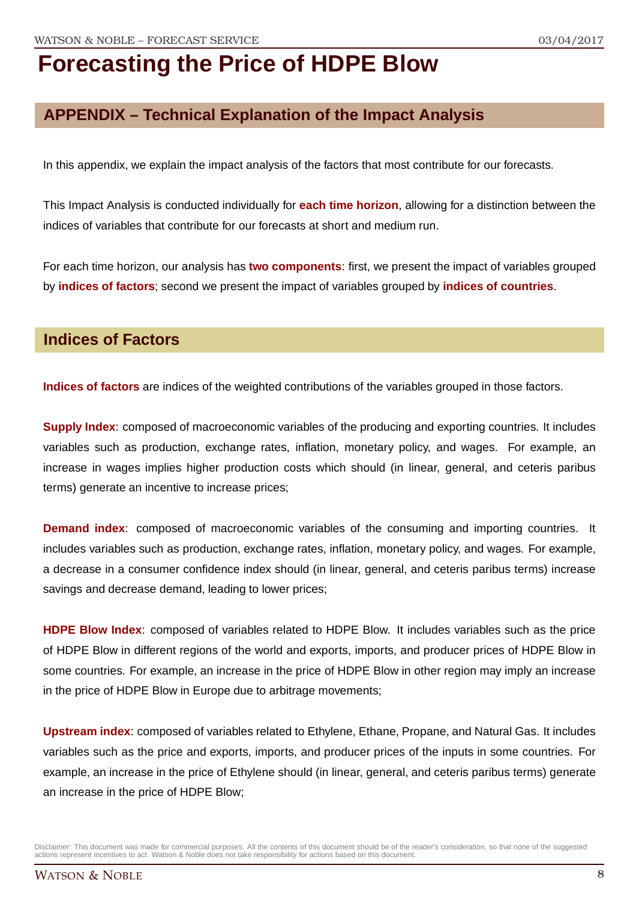# Forecasting the Price of HDPE Blow

## APPENDIX – Technical Explanation of the Impact Analysis

In this appendix, we explain the impact analysis of the factors that most contribute for our forecasts.

This Impact Analysis is conducted individually for **each time horizon**, allowing for a distinction between the indices of variables that contribute for our forecasts at short and medium run.

For each time horizon, our analysis has **two components**: first, we present the impact of variables grouped by **indices of factors**; second we present the impact of variables grouped by **indices of countries**.

## Indices of Factors

**Indices of factors** are indices of the weighted contributions of the variables grouped in those factors.

**Supply Index**: composed of macroeconomic variables of the producing and exporting countries. It includes variables such as production, exchange rates, inflation, monetary policy, and wages. For example, an increase in wages implies higher production costs which should (in linear, general, and ceteris paribus terms) generate an incentive to increase prices;

**Demand index**: composed of macroeconomic variables of the consuming and importing countries. It includes variables such as production, exchange rates, inflation, monetary policy, and wages. For example, a decrease in a consumer confidence index should (in linear, general, and ceteris paribus terms) increase savings and decrease demand, leading to lower prices;

**HDPE Blow Index**: composed of variables related to HDPE Blow. It includes variables such as the price of HDPE Blow in different regions of the world and exports, imports, and producer prices of HDPE Blow in some countries. For example, an increase in the price of HDPE Blow in other region may imply an increase in the price of HDPE Blow in Europe due to arbitrage movements;

**Upstream index**: composed of variables related to Ethylene, Ethane, Propane, and Natural Gas. It includes variables such as the price and exports, imports, and producer prices of the inputs in some countries. For example, an increase in the price of Ethylene should (in linear, general, and ceteris paribus terms) generate an increase in the price of HDPE Blow;

Disclaimer: This document was made for commercial purposes. All the contents of this document should be of the reader's consideration, so that none of the suggested actions represent incentives to act. Watson & Noble does not take responsibility for actions based on this document.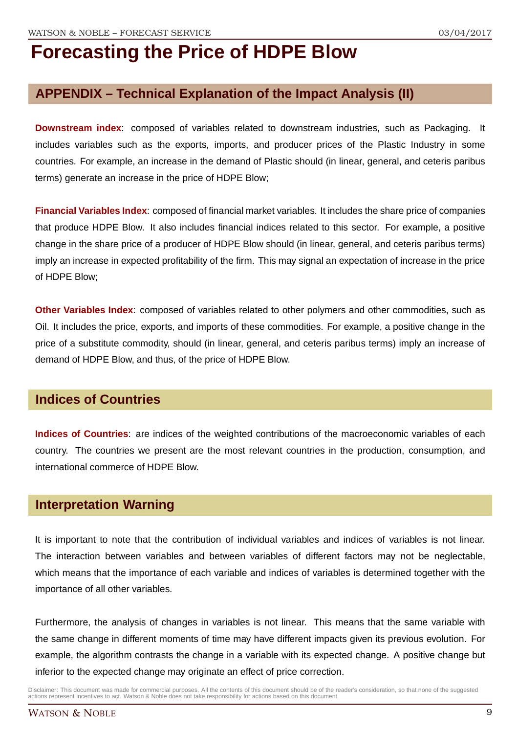# Forecasting the Price of HDPE Blow

## APPENDIX – Technical Explanation of the Impact Analysis (II)

**Downstream index**: composed of variables related to downstream industries, such as Packaging. It includes variables such as the exports, imports, and producer prices of the Plastic Industry in some countries. For example, an increase in the demand of Plastic should (in linear, general, and ceteris paribus terms) generate an increase in the price of HDPE Blow;

**Financial Variables Index**: composed of financial market variables. It includes the share price of companies that produce HDPE Blow. It also includes financial indices related to this sector. For example, a positive change in the share price of a producer of HDPE Blow should (in linear, general, and ceteris paribus terms) imply an increase in expected profitability of the firm. This may signal an expectation of increase in the price of HDPE Blow;

**Other Variables Index**: composed of variables related to other polymers and other commodities, such as Oil. It includes the price, exports, and imports of these commodities. For example, a positive change in the price of a substitute commodity, should (in linear, general, and ceteris paribus terms) imply an increase of demand of HDPE Blow, and thus, of the price of HDPE Blow.

## Indices of Countries

**Indices of Countries**: are indices of the weighted contributions of the macroeconomic variables of each country. The countries we present are the most relevant countries in the production, consumption, and international commerce of HDPE Blow.

## Interpretation Warning

It is important to note that the contribution of individual variables and indices of variables is not linear. The interaction between variables and between variables of different factors may not be neglectable, which means that the importance of each variable and indices of variables is determined together with the importance of all other variables.

Furthermore, the analysis of changes in variables is not linear. This means that the same variable with the same change in different moments of time may have different impacts given its previous evolution. For example, the algorithm contrasts the change in a variable with its expected change. A positive change but inferior to the expected change may originate an effect of price correction.

Disclaimer: This document was made for commercial purposes. All the contents of this document should be of the reader's consideration, so that none of the suggested actions represent incentives to act. Watson & Noble does not take responsibility for actions based on this document.